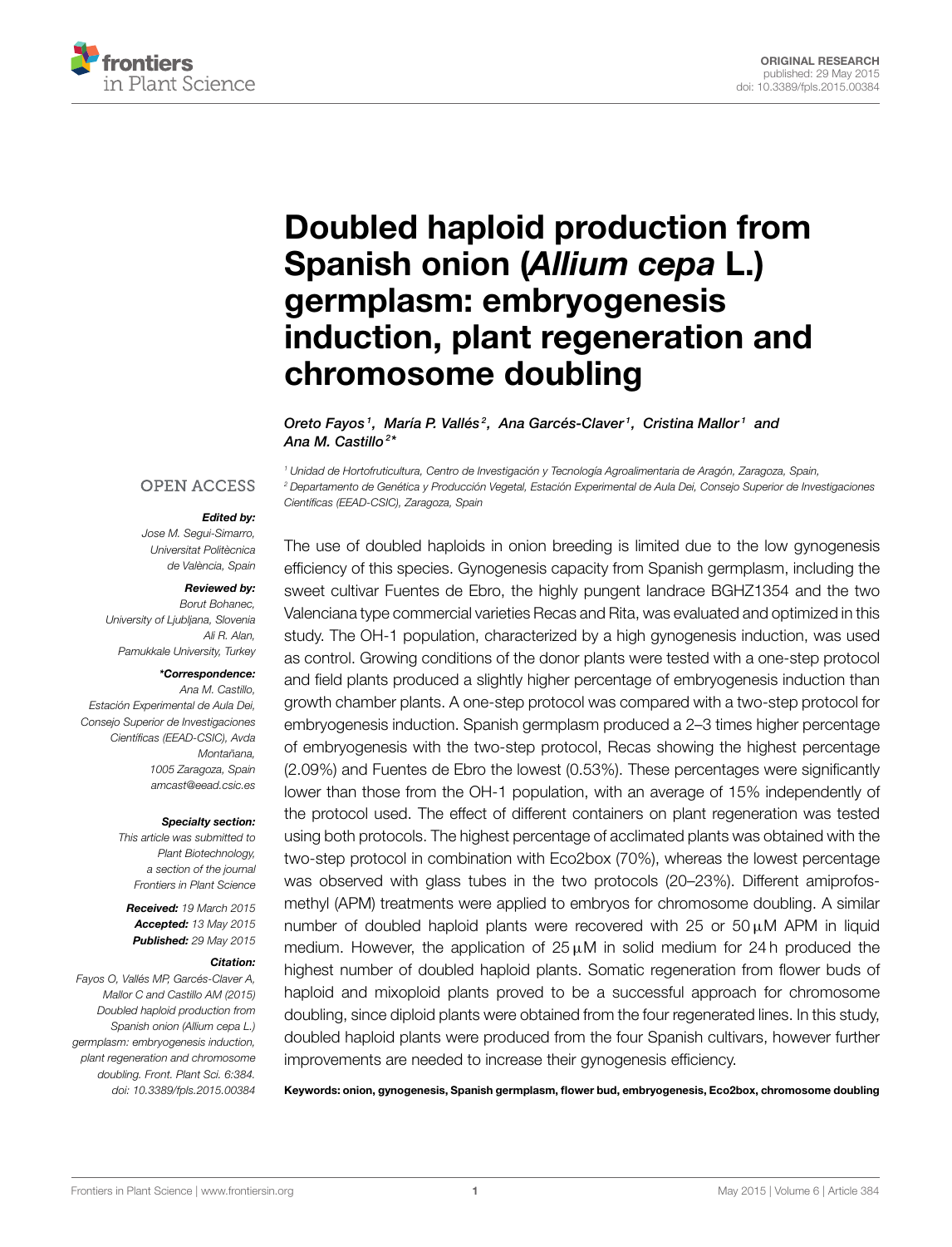ORIGINAL RESEARCH
published: 29 May 2015
doi: 10.3389/fpls.2015.00384

# Doubled haploid production from Spanish onion (*Allium cepa* L.) germplasm: embryogenesis induction, plant regeneration and chromosome doubling

*Oreto Fayos [1], María P. Vallés [2], Ana Garcés-Claver [1], Cristina Mallor [1] and Ana M. Castillo [2]**

[1] Unidad de Hortofruticultura, Centro de Investigación y Tecnología Agroalimentaria de Aragón, Zaragoza, Spain,
[2] Departamento de Genética y Producción Vegetal, Estación Experimental de Aula Dei, Consejo Superior de Investigaciones Científicas (EEAD-CSIC), Zaragoza, Spain

OPEN ACCESS

***Edited by:***
Jose M. Seguí-Simarro,
Universitat Politècnica de València, Spain

***Reviewed by:***
Borut Bohanec,
University of Ljubljana, Slovenia
Ali R. Alan,
Pamukkale University, Turkey

****Correspondence:***
Ana M. Castillo,
Estación Experimental de Aula Dei, Consejo Superior de Investigaciones Científicas (EEAD-CSIC), Avda Montañana, 1005 Zaragoza, Spain
amcast@eead.csic.es

***Specialty section:***
This article was submitted to Plant Biotechnology, a section of the journal Frontiers in Plant Science

***Received:*** 19 March 2015
***Accepted:*** 13 May 2015
***Published:*** 29 May 2015

***Citation:***
Fayos O, Vallés MP, Garcés-Claver A, Mallor C and Castillo AM (2015) Doubled haploid production from Spanish onion (Allium cepa L.) germplasm: embryogenesis induction, plant regeneration and chromosome doubling. Front. Plant Sci. 6:384. doi: 10.3389/fpls.2015.00384

The use of doubled haploids in onion breeding is limited due to the low gynogenesis efficiency of this species. Gynogenesis capacity from Spanish germplasm, including the sweet cultivar Fuentes de Ebro, the highly pungent landrace BGHZ1354 and the two Valenciana type commercial varieties Recas and Rita, was evaluated and optimized in this study. The OH-1 population, characterized by a high gynogenesis induction, was used as control. Growing conditions of the donor plants were tested with a one-step protocol and field plants produced a slightly higher percentage of embryogenesis induction than growth chamber plants. A one-step protocol was compared with a two-step protocol for embryogenesis induction. Spanish germplasm produced a 2–3 times higher percentage of embryogenesis with the two-step protocol, Recas showing the highest percentage (2.09%) and Fuentes de Ebro the lowest (0.53%). These percentages were significantly lower than those from the OH-1 population, with an average of 15% independently of the protocol used. The effect of different containers on plant regeneration was tested using both protocols. The highest percentage of acclimated plants was obtained with the two-step protocol in combination with Eco2box (70%), whereas the lowest percentage was observed with glass tubes in the two protocols (20–23%). Different amiprofos-methyl (APM) treatments were applied to embryos for chromosome doubling. A similar number of doubled haploid plants were recovered with 25 or 50 μM APM in liquid medium. However, the application of 25 μM in solid medium for 24 h produced the highest number of doubled haploid plants. Somatic regeneration from flower buds of haploid and mixoploid plants proved to be a successful approach for chromosome doubling, since diploid plants were obtained from the four regenerated lines. In this study, doubled haploid plants were produced from the four Spanish cultivars, however further improvements are needed to increase their gynogenesis efficiency.

**Keywords: onion, gynogenesis, Spanish germplasm, flower bud, embryogenesis, Eco2box, chromosome doubling**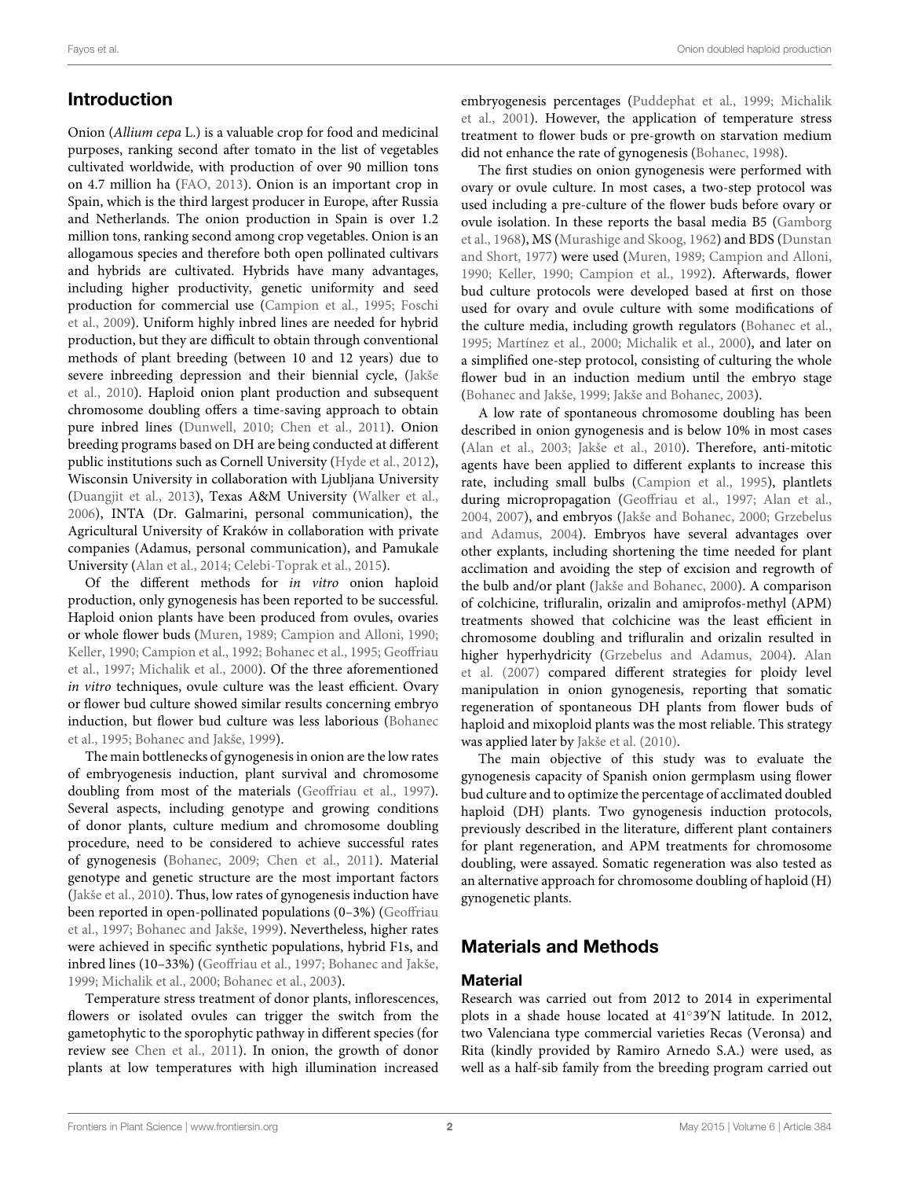## Introduction

Onion (*Allium cepa* L.) is a valuable crop for food and medicinal purposes, ranking second after tomato in the list of vegetables cultivated worldwide, with production of over 90 million tons on 4.7 million ha (FAO, 2013). Onion is an important crop in Spain, which is the third largest producer in Europe, after Russia and Netherlands. The onion production in Spain is over 1.2 million tons, ranking second among crop vegetables. Onion is an allogamous species and therefore both open pollinated cultivars and hybrids are cultivated. Hybrids have many advantages, including higher productivity, genetic uniformity and seed production for commercial use (Campion et al., 1995; Foschi et al., 2009). Uniform highly inbred lines are needed for hybrid production, but they are difficult to obtain through conventional methods of plant breeding (between 10 and 12 years) due to severe inbreeding depression and their biennial cycle, (Jakše et al., 2010). Haploid onion plant production and subsequent chromosome doubling offers a time-saving approach to obtain pure inbred lines (Dunwell, 2010; Chen et al., 2011). Onion breeding programs based on DH are being conducted at different public institutions such as Cornell University (Hyde et al., 2012), Wisconsin University in collaboration with Ljubljana University (Duangjit et al., 2013), Texas A&M University (Walker et al., 2006), INTA (Dr. Galmarini, personal communication), the Agricultural University of Kraków in collaboration with private companies (Adamus, personal communication), and Pamukale University (Alan et al., 2014; Celebi-Toprak et al., 2015).

Of the different methods for *in vitro* onion haploid production, only gynogenesis has been reported to be successful. Haploid onion plants have been produced from ovules, ovaries or whole flower buds (Muren, 1989; Campion and Alloni, 1990; Keller, 1990; Campion et al., 1992; Bohanec et al., 1995; Geoffriau et al., 1997; Michalik et al., 2000). Of the three aforementioned *in vitro* techniques, ovule culture was the least efficient. Ovary or flower bud culture showed similar results concerning embryo induction, but flower bud culture was less laborious (Bohanec et al., 1995; Bohanec and Jakše, 1999).

The main bottlenecks of gynogenesis in onion are the low rates of embryogenesis induction, plant survival and chromosome doubling from most of the materials (Geoffriau et al., 1997). Several aspects, including genotype and growing conditions of donor plants, culture medium and chromosome doubling procedure, need to be considered to achieve successful rates of gynogenesis (Bohanec, 2009; Chen et al., 2011). Material genotype and genetic structure are the most important factors (Jakše et al., 2010). Thus, low rates of gynogenesis induction have been reported in open-pollinated populations (0–3%) (Geoffriau et al., 1997; Bohanec and Jakše, 1999). Nevertheless, higher rates were achieved in specific synthetic populations, hybrid F1s, and inbred lines (10–33%) (Geoffriau et al., 1997; Bohanec and Jakše, 1999; Michalik et al., 2000; Bohanec et al., 2003).

Temperature stress treatment of donor plants, inflorescences, flowers or isolated ovules can trigger the switch from the gametophytic to the sporophytic pathway in different species (for review see Chen et al., 2011). In onion, the growth of donor plants at low temperatures with high illumination increased embryogenesis percentages (Puddephat et al., 1999; Michalik et al., 2001). However, the application of temperature stress treatment to flower buds or pre-growth on starvation medium did not enhance the rate of gynogenesis (Bohanec, 1998).

The first studies on onion gynogenesis were performed with ovary or ovule culture. In most cases, a two-step protocol was used including a pre-culture of the flower buds before ovary or ovule isolation. In these reports the basal media B5 (Gamborg et al., 1968), MS (Murashige and Skoog, 1962) and BDS (Dunstan and Short, 1977) were used (Muren, 1989; Campion and Alloni, 1990; Keller, 1990; Campion et al., 1992). Afterwards, flower bud culture protocols were developed based at first on those used for ovary and ovule culture with some modifications of the culture media, including growth regulators (Bohanec et al., 1995; Martínez et al., 2000; Michalik et al., 2000), and later on a simplified one-step protocol, consisting of culturing the whole flower bud in an induction medium until the embryo stage (Bohanec and Jakše, 1999; Jakše and Bohanec, 2003).

A low rate of spontaneous chromosome doubling has been described in onion gynogenesis and is below 10% in most cases (Alan et al., 2003; Jakše et al., 2010). Therefore, anti-mitotic agents have been applied to different explants to increase this rate, including small bulbs (Campion et al., 1995), plantlets during micropropagation (Geoffriau et al., 1997; Alan et al., 2004, 2007), and embryos (Jakše and Bohanec, 2000; Grzebelus and Adamus, 2004). Embryos have several advantages over other explants, including shortening the time needed for plant acclimation and avoiding the step of excision and regrowth of the bulb and/or plant (Jakše and Bohanec, 2000). A comparison of colchicine, trifluralin, orizalin and amiprofos-methyl (APM) treatments showed that colchicine was the least efficient in chromosome doubling and trifluralin and orizalin resulted in higher hyperhydricity (Grzebelus and Adamus, 2004). Alan et al. (2007) compared different strategies for ploidy level manipulation in onion gynogenesis, reporting that somatic regeneration of spontaneous DH plants from flower buds of haploid and mixoploid plants was the most reliable. This strategy was applied later by Jakše et al. (2010).

The main objective of this study was to evaluate the gynogenesis capacity of Spanish onion germplasm using flower bud culture and to optimize the percentage of acclimated doubled haploid (DH) plants. Two gynogenesis induction protocols, previously described in the literature, different plant containers for plant regeneration, and APM treatments for chromosome doubling, were assayed. Somatic regeneration was also tested as an alternative approach for chromosome doubling of haploid (H) gynogenetic plants.

## Materials and Methods

### Material

Research was carried out from 2012 to 2014 in experimental plots in a shade house located at 41°39′N latitude. In 2012, two Valenciana type commercial varieties Recas (Veronsa) and Rita (kindly provided by Ramiro Arnedo S.A.) were used, as well as a half-sib family from the breeding program carried out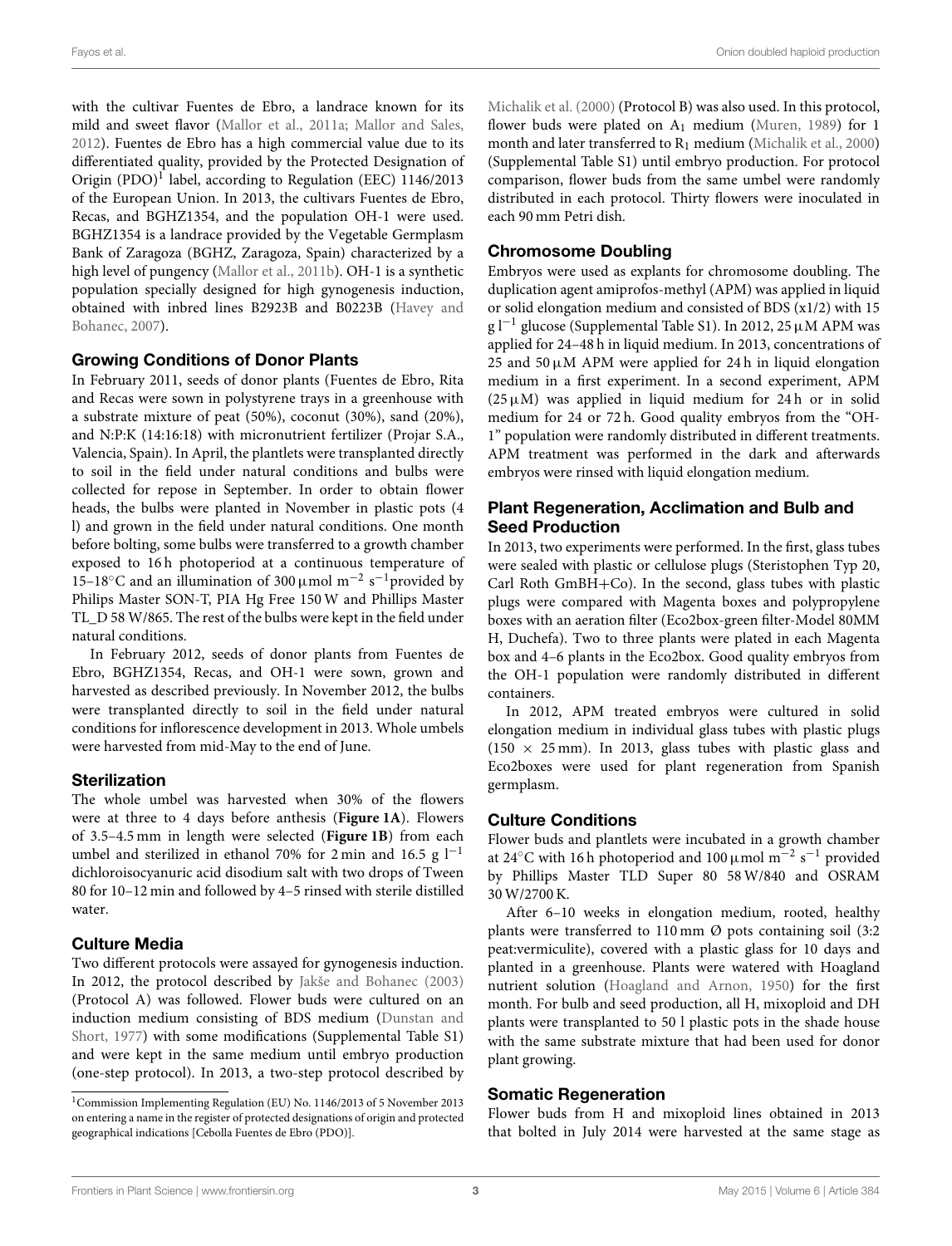with the cultivar Fuentes de Ebro, a landrace known for its mild and sweet flavor (Mallor et al., 2011a; Mallor and Sales, 2012). Fuentes de Ebro has a high commercial value due to its differentiated quality, provided by the Protected Designation of Origin (PDO)[1] label, according to Regulation (EEC) 1146/2013 of the European Union. In 2013, the cultivars Fuentes de Ebro, Recas, and BGHZ1354, and the population OH-1 were used. BGHZ1354 is a landrace provided by the Vegetable Germplasm Bank of Zaragoza (BGHZ, Zaragoza, Spain) characterized by a high level of pungency (Mallor et al., 2011b). OH-1 is a synthetic population specially designed for high gynogenesis induction, obtained with inbred lines B2923B and B0223B (Havey and Bohanec, 2007).

## Growing Conditions of Donor Plants

In February 2011, seeds of donor plants (Fuentes de Ebro, Rita and Recas were sown in polystyrene trays in a greenhouse with a substrate mixture of peat (50%), coconut (30%), sand (20%), and N:P:K (14:16:18) with micronutrient fertilizer (Projar S.A., Valencia, Spain). In April, the plantlets were transplanted directly to soil in the field under natural conditions and bulbs were collected for repose in September. In order to obtain flower heads, the bulbs were planted in November in plastic pots (4 l) and grown in the field under natural conditions. One month before bolting, some bulbs were transferred to a growth chamber exposed to 16 h photoperiod at a continuous temperature of 15–18°C and an illumination of 300 μmol $m^{-2}$ $s^{-1}$provided by Philips Master SON-T, PIA Hg Free 150 W and Phillips Master TL_D 58 W/865. The rest of the bulbs were kept in the field under natural conditions.

In February 2012, seeds of donor plants from Fuentes de Ebro, BGHZ1354, Recas, and OH-1 were sown, grown and harvested as described previously. In November 2012, the bulbs were transplanted directly to soil in the field under natural conditions for inflorescence development in 2013. Whole umbels were harvested from mid-May to the end of June.

## Sterilization

The whole umbel was harvested when 30% of the flowers were at three to 4 days before anthesis (**Figure 1A**). Flowers of 3.5–4.5 mm in length were selected (**Figure 1B**) from each umbel and sterilized in ethanol 70% for 2 min and 16.5 g $l^{-1}$ dichloroisocyanuric acid disodium salt with two drops of Tween 80 for 10–12 min and followed by 4–5 rinsed with sterile distilled water.

## Culture Media

Two different protocols were assayed for gynogenesis induction. In 2012, the protocol described by Jakše and Bohanec (2003) (Protocol A) was followed. Flower buds were cultured on an induction medium consisting of BDS medium (Dunstan and Short, 1977) with some modifications (Supplemental Table S1) and were kept in the same medium until embryo production (one-step protocol). In 2013, a two-step protocol described by Michalik et al. (2000) (Protocol B) was also used. In this protocol, flower buds were plated on $A_1$ medium (Muren, 1989) for 1 month and later transferred to $R_1$ medium (Michalik et al., 2000) (Supplemental Table S1) until embryo production. For protocol comparison, flower buds from the same umbel were randomly distributed in each protocol. Thirty flowers were inoculated in each 90 mm Petri dish.

## Chromosome Doubling

Embryos were used as explants for chromosome doubling. The duplication agent amiprofos-methyl (APM) was applied in liquid or solid elongation medium and consisted of BDS (x1/2) with 15 g $l^{-1}$ glucose (Supplemental Table S1). In 2012, 25 μM APM was applied for 24–48 h in liquid medium. In 2013, concentrations of 25 and 50 μM APM were applied for 24 h in liquid elongation medium in a first experiment. In a second experiment, APM (25 μM) was applied in liquid medium for 24 h or in solid medium for 24 or 72 h. Good quality embryos from the "OH-1" population were randomly distributed in different treatments. APM treatment was performed in the dark and afterwards embryos were rinsed with liquid elongation medium.

## Plant Regeneration, Acclimation and Bulb and Seed Production

In 2013, two experiments were performed. In the first, glass tubes were sealed with plastic or cellulose plugs (Steristophen Typ 20, Carl Roth GmBH+Co). In the second, glass tubes with plastic plugs were compared with Magenta boxes and polypropylene boxes with an aeration filter (Eco2box-green filter-Model 80MM H, Duchefa). Two to three plants were plated in each Magenta box and 4–6 plants in the Eco2box. Good quality embryos from the OH-1 population were randomly distributed in different containers.

In 2012, APM treated embryos were cultured in solid elongation medium in individual glass tubes with plastic plugs (150 × 25 mm). In 2013, glass tubes with plastic glass and Eco2boxes were used for plant regeneration from Spanish germplasm.

## Culture Conditions

Flower buds and plantlets were incubated in a growth chamber at 24°C with 16 h photoperiod and 100 μmol $m^{-2}$ $s^{-1}$ provided by Phillips Master TLD Super 80 58 W/840 and OSRAM 30 W/2700 K.

After 6–10 weeks in elongation medium, rooted, healthy plants were transferred to 110 mm Ø pots containing soil (3:2 peat:vermiculite), covered with a plastic glass for 10 days and planted in a greenhouse. Plants were watered with Hoagland nutrient solution (Hoagland and Arnon, 1950) for the first month. For bulb and seed production, all H, mixoploid and DH plants were transplanted to 50 l plastic pots in the shade house with the same substrate mixture that had been used for donor plant growing.

## Somatic Regeneration

Flower buds from H and mixoploid lines obtained in 2013 that bolted in July 2014 were harvested at the same stage as

[1]Commission Implementing Regulation (EU) No. 1146/2013 of 5 November 2013 on entering a name in the register of protected designations of origin and protected geographical indications [Cebolla Fuentes de Ebro (PDO)].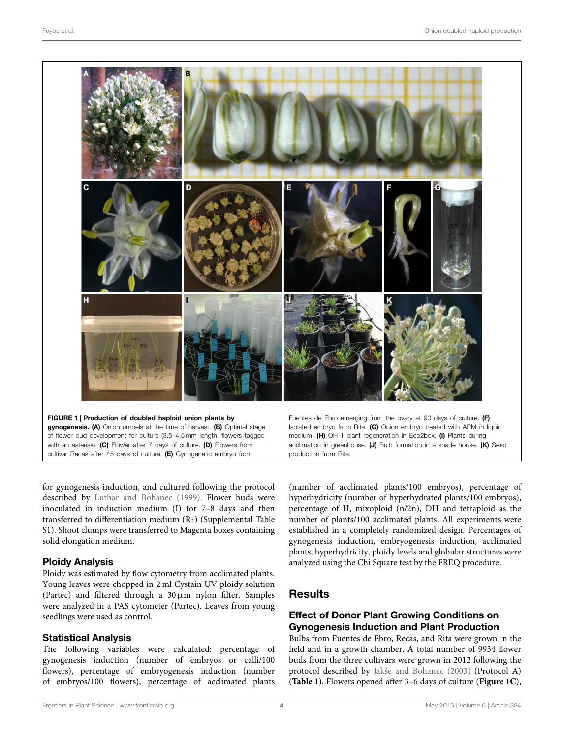FIGURE 1 | **Production of doubled haploid onion plants by gynogenesis. (A)** Onion umbels at the time of harvest. **(B)** Optimal stage of flower bud development for culture (3.5–4.5 mm length, flowers tagged with an asterisk). **(C)** Flower after 7 days of culture. **(D)** Flowers from cultivar Recas after 45 days of culture. **(E)** Gynogenetic embryo from Fuentes de Ebro emerging from the ovary at 90 days of culture. **(F)** Isolated embryo from Rita. **(G)** Onion embryo treated with APM in liquid medium. **(H)** OH-1 plant regeneration in Eco2box. **(I)** Plants during acclimation in greenhouse. **(J)** Bulb formation in a shade house. **(K)** Seed production from Rita.

for gynogenesis induction, and cultured following the protocol described by Luthar and Bohanec (1999). Flower buds were inoculated in induction medium (I) for 7–8 days and then transferred to differentiation medium ($R_2$) (Supplemental Table S1). Shoot clumps were transferred to Magenta boxes containing solid elongation medium.

### Ploidy Analysis

Ploidy was estimated by flow cytometry from acclimated plants. Young leaves were chopped in 2 ml Cystain UV ploidy solution (Partec) and filtered through a 30 μm nylon filter. Samples were analyzed in a PAS cytometer (Partec). Leaves from young seedlings were used as control.

### Statistical Analysis

The following variables were calculated: percentage of gynogenesis induction (number of embryos or calli/100 flowers), percentage of embryogenesis induction (number of embryos/100 flowers), percentage of acclimated plants (number of acclimated plants/100 embryos), percentage of hyperhydricity (number of hyperhydrated plants/100 embryos), percentage of H, mixoploid (n/2n), DH and tetraploid as the number of plants/100 acclimated plants. All experiments were established in a completely randomized design. Percentages of gynogenesis induction, embryogenesis induction, acclimated plants, hyperhydricity, ploidy levels and globular structures were analyzed using the Chi Square test by the FREQ procedure.

## Results

### Effect of Donor Plant Growing Conditions on Gynogenesis Induction and Plant Production

Bulbs from Fuentes de Ebro, Recas, and Rita were grown in the field and in a growth chamber. A total number of 9934 flower buds from the three cultivars were grown in 2012 following the protocol described by Jakše and Bohanec (2003) (Protocol A) (**Table 1**). Flowers opened after 3–6 days of culture (**Figure 1C**),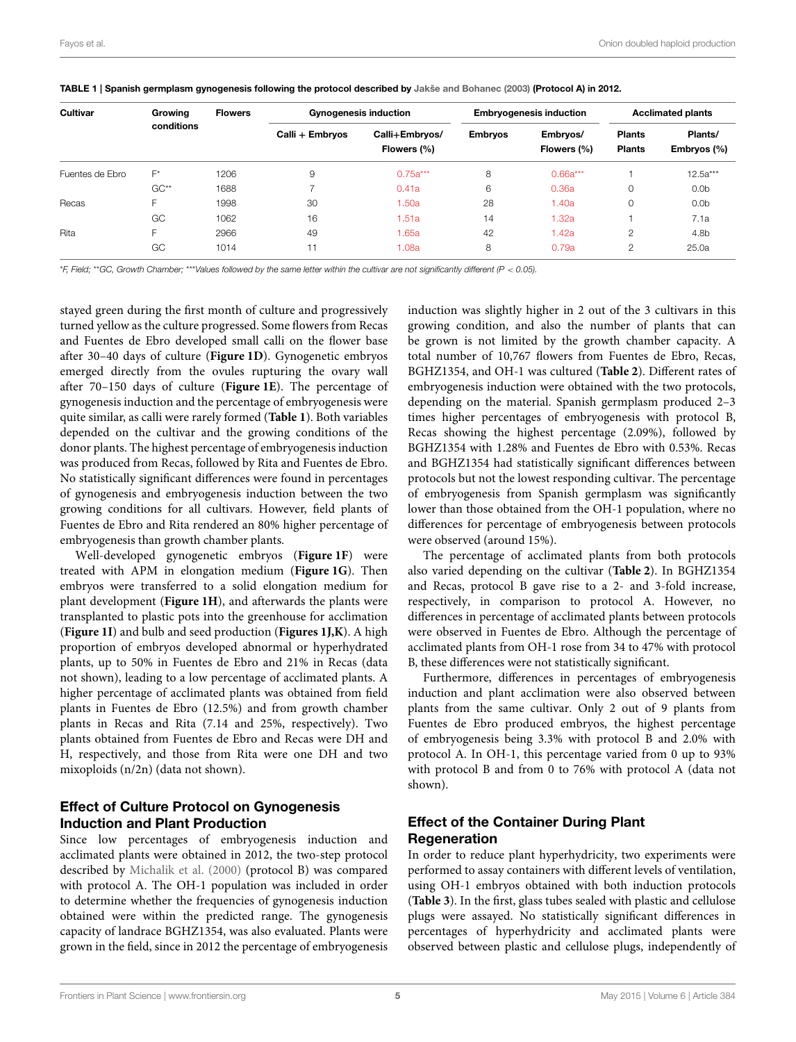**TABLE 1 | Spanish germplasm gynogenesis following the protocol described by Jakše and Bohanec (2003) (Protocol A) in 2012.**

| Cultivar | Growing conditions | Flowers | Gynogenesis induction | | Embryogenesis induction | | Acclimated plants | |
|---|---|---|---|---|---|---|---|---|
| | | | Calli + Embryos | Calli+Embryos/ Flowers (%) | Embryos | Embryos/ Flowers (%) | Plants Plants | Plants/ Embryos (%) |
| Fuentes de Ebro | F* | 1206 | 9 | 0.75a*** | 8 | 0.66a*** | 1 | 12.5a*** |
| | GC** | 1688 | 7 | 0.41a | 6 | 0.36a | 0 | 0.0b |
| Recas | F | 1998 | 30 | 1.50a | 28 | 1.40a | 0 | 0.0b |
| | GC | 1062 | 16 | 1.51a | 14 | 1.32a | 1 | 7.1a |
| Rita | F | 2966 | 49 | 1.65a | 42 | 1.42a | 2 | 4.8b |
| | GC | 1014 | 11 | 1.08a | 8 | 0.79a | 2 | 25.0a |

*F, Field; **GC, Growth Chamber; ***Values followed by the same letter within the cultivar are not significantly different ($P < 0.05$).

stayed green during the first month of culture and progressively turned yellow as the culture progressed. Some flowers from Recas and Fuentes de Ebro developed small calli on the flower base after 30–40 days of culture (**Figure 1D**). Gynogenetic embryos emerged directly from the ovules rupturing the ovary wall after 70–150 days of culture (**Figure 1E**). The percentage of gynogenesis induction and the percentage of embryogenesis were quite similar, as calli were rarely formed (**Table 1**). Both variables depended on the cultivar and the growing conditions of the donor plants. The highest percentage of embryogenesis induction was produced from Recas, followed by Rita and Fuentes de Ebro. No statistically significant differences were found in percentages of gynogenesis and embryogenesis induction between the two growing conditions for all cultivars. However, field plants of Fuentes de Ebro and Rita rendered an 80% higher percentage of embryogenesis than growth chamber plants.

Well-developed gynogenetic embryos (**Figure 1F**) were treated with APM in elongation medium (**Figure 1G**). Then embryos were transferred to a solid elongation medium for plant development (**Figure 1H**), and afterwards the plants were transplanted to plastic pots into the greenhouse for acclimation (**Figure 1I**) and bulb and seed production (**Figures 1J,K**). A high proportion of embryos developed abnormal or hyperhydrated plants, up to 50% in Fuentes de Ebro and 21% in Recas (data not shown), leading to a low percentage of acclimated plants. A higher percentage of acclimated plants was obtained from field plants in Fuentes de Ebro (12.5%) and from growth chamber plants in Recas and Rita (7.14 and 25%, respectively). Two plants obtained from Fuentes de Ebro and Recas were DH and H, respectively, and those from Rita were one DH and two mixoploids (n/2n) (data not shown).

## Effect of Culture Protocol on Gynogenesis Induction and Plant Production

Since low percentages of embryogenesis induction and acclimated plants were obtained in 2012, the two-step protocol described by Michalik et al. (2000) (protocol B) was compared with protocol A. The OH-1 population was included in order to determine whether the frequencies of gynogenesis induction obtained were within the predicted range. The gynogenesis capacity of landrace BGHZ1354, was also evaluated. Plants were grown in the field, since in 2012 the percentage of embryogenesis induction was slightly higher in 2 out of the 3 cultivars in this growing condition, and also the number of plants that can be grown is not limited by the growth chamber capacity. A total number of 10,767 flowers from Fuentes de Ebro, Recas, BGHZ1354, and OH-1 was cultured (**Table 2**). Different rates of embryogenesis induction were obtained with the two protocols, depending on the material. Spanish germplasm produced 2–3 times higher percentages of embryogenesis with protocol B, Recas showing the highest percentage (2.09%), followed by BGHZ1354 with 1.28% and Fuentes de Ebro with 0.53%. Recas and BGHZ1354 had statistically significant differences between protocols but not the lowest responding cultivar. The percentage of embryogenesis from Spanish germplasm was significantly lower than those obtained from the OH-1 population, where no differences for percentage of embryogenesis between protocols were observed (around 15%).

The percentage of acclimated plants from both protocols also varied depending on the cultivar (**Table 2**). In BGHZ1354 and Recas, protocol B gave rise to a 2- and 3-fold increase, respectively, in comparison to protocol A. However, no differences in percentage of acclimated plants between protocols were observed in Fuentes de Ebro. Although the percentage of acclimated plants from OH-1 rose from 34 to 47% with protocol B, these differences were not statistically significant.

Furthermore, differences in percentages of embryogenesis induction and plant acclimation were also observed between plants from the same cultivar. Only 2 out of 9 plants from Fuentes de Ebro produced embryos, the highest percentage of embryogenesis being 3.3% with protocol B and 2.0% with protocol A. In OH-1, this percentage varied from 0 up to 93% with protocol B and from 0 to 76% with protocol A (data not shown).

## Effect of the Container During Plant Regeneration

In order to reduce plant hyperhydricity, two experiments were performed to assay containers with different levels of ventilation, using OH-1 embryos obtained with both induction protocols (**Table 3**). In the first, glass tubes sealed with plastic and cellulose plugs were assayed. No statistically significant differences in percentages of hyperhydricity and acclimated plants were observed between plastic and cellulose plugs, independently of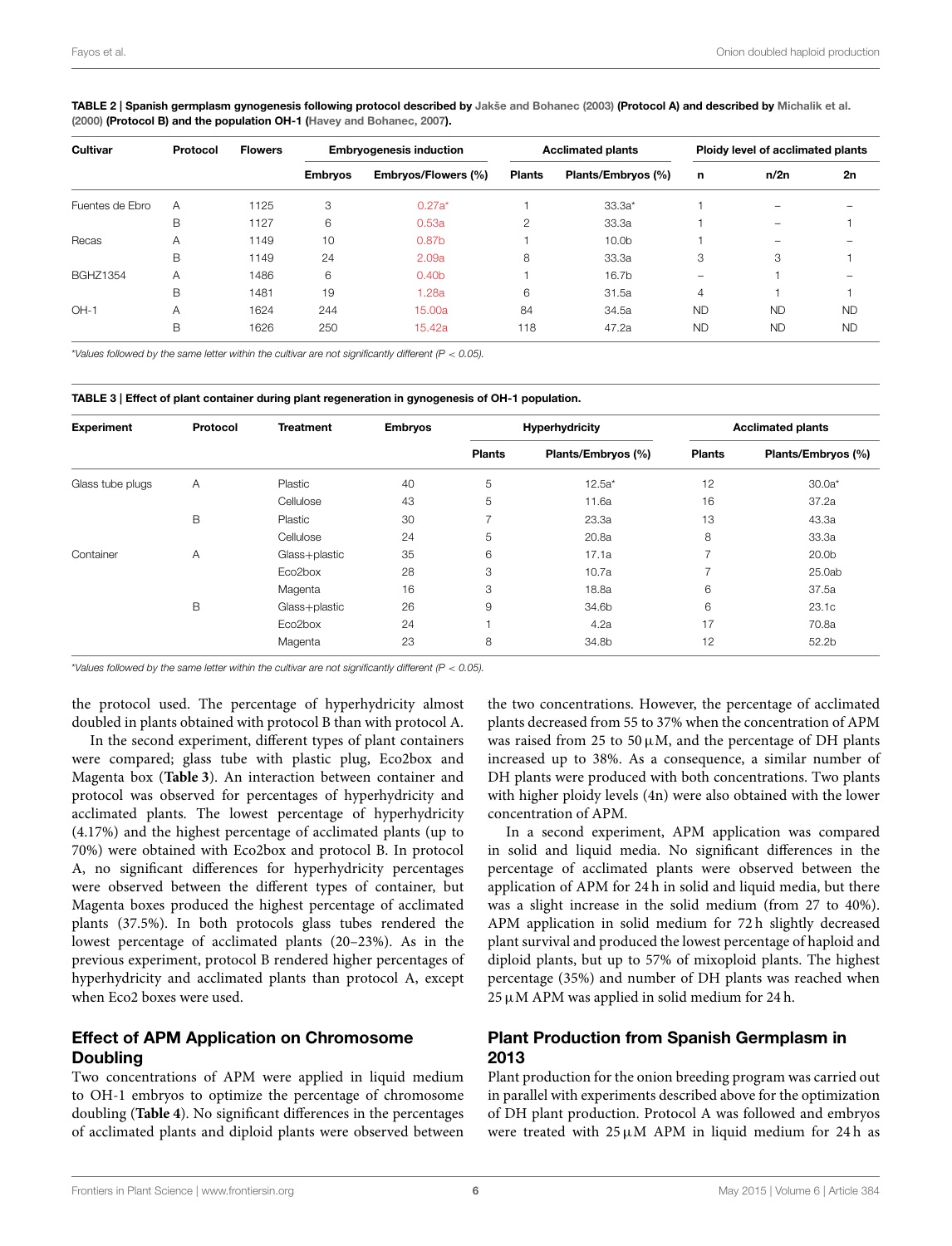**TABLE 2 | Spanish germplasm gynogenesis following protocol described by Jakše and Bohanec (2003) (Protocol A) and described by Michalik et al. (2000) (Protocol B) and the population OH-1 (Havey and Bohanec, 2007).**

| Cultivar | Protocol | Flowers | Embryogenesis induction | | Acclimated plants | | Ploidy level of acclimated plants | | |
|---|---|---|---|---|---|---|---|---|---|
| | | | Embryos | Embryos/Flowers (%) | Plants | Plants/Embryos (%) | n | n/2n | 2n |
| Fuentes de Ebro | A | 1125 | 3 | 0.27a* | 1 | 33.3a* | 1 | – | – |
| | B | 1127 | 6 | 0.53a | 2 | 33.3a | 1 | – | 1 |
| Recas | A | 1149 | 10 | 0.87b | 1 | 10.0b | 1 | – | – |
| | B | 1149 | 24 | 2.09a | 8 | 33.3a | 3 | 3 | 1 |
| BGHZ1354 | A | 1486 | 6 | 0.40b | 1 | 16.7b | – | 1 | – |
| | B | 1481 | 19 | 1.28a | 6 | 31.5a | 4 | 1 | 1 |
| OH-1 | A | 1624 | 244 | 15.00a | 84 | 34.5a | ND | ND | ND |
| | B | 1626 | 250 | 15.42a | 118 | 47.2a | ND | ND | ND |

*Values followed by the same letter within the cultivar are not significantly different ($P < 0.05$).

**TABLE 3 | Effect of plant container during plant regeneration in gynogenesis of OH-1 population.**

| Experiment | Protocol | Treatment | Embryos | Hyperhydricity | | Acclimated plants | |
|---|---|---|---|---|---|---|---|
| | | | | Plants | Plants/Embryos (%) | Plants | Plants/Embryos (%) |
| Glass tube plugs | A | Plastic | 40 | 5 | 12.5a* | 12 | 30.0a* |
| | | Cellulose | 43 | 5 | 11.6a | 16 | 37.2a |
| | B | Plastic | 30 | 7 | 23.3a | 13 | 43.3a |
| | | Cellulose | 24 | 5 | 20.8a | 8 | 33.3a |
| Container | A | Glass+plastic | 35 | 6 | 17.1a | 7 | 20.0b |
| | | Eco2box | 28 | 3 | 10.7a | 7 | 25.0ab |
| | | Magenta | 16 | 3 | 18.8a | 6 | 37.5a |
| | B | Glass+plastic | 26 | 9 | 34.6b | 6 | 23.1c |
| | | Eco2box | 24 | 1 | 4.2a | 17 | 70.8a |
| | | Magenta | 23 | 8 | 34.8b | 12 | 52.2b |

*Values followed by the same letter within the cultivar are not significantly different ($P < 0.05$).

the protocol used. The percentage of hyperhydricity almost doubled in plants obtained with protocol B than with protocol A.

In the second experiment, different types of plant containers were compared; glass tube with plastic plug, Eco2box and Magenta box (**Table 3**). An interaction between container and protocol was observed for percentages of hyperhydricity and acclimated plants. The lowest percentage of hyperhydricity (4.17%) and the highest percentage of acclimated plants (up to 70%) were obtained with Eco2box and protocol B. In protocol A, no significant differences for hyperhydricity percentages were observed between the different types of container, but Magenta boxes produced the highest percentage of acclimated plants (37.5%). In both protocols glass tubes rendered the lowest percentage of acclimated plants (20–23%). As in the previous experiment, protocol B rendered higher percentages of hyperhydricity and acclimated plants than protocol A, except when Eco2 boxes were used.

## Effect of APM Application on Chromosome Doubling

Two concentrations of APM were applied in liquid medium to OH-1 embryos to optimize the percentage of chromosome doubling (**Table 4**). No significant differences in the percentages of acclimated plants and diploid plants were observed between the two concentrations. However, the percentage of acclimated plants decreased from 55 to 37% when the concentration of APM was raised from 25 to 50 μM, and the percentage of DH plants increased up to 38%. As a consequence, a similar number of DH plants were produced with both concentrations. Two plants with higher ploidy levels (4n) were also obtained with the lower concentration of APM.

In a second experiment, APM application was compared in solid and liquid media. No significant differences in the percentage of acclimated plants were observed between the application of APM for 24 h in solid and liquid media, but there was a slight increase in the solid medium (from 27 to 40%). APM application in solid medium for 72 h slightly decreased plant survival and produced the lowest percentage of haploid and diploid plants, but up to 57% of mixoploid plants. The highest percentage (35%) and number of DH plants was reached when 25 μM APM was applied in solid medium for 24 h.

## Plant Production from Spanish Germplasm in 2013

Plant production for the onion breeding program was carried out in parallel with experiments described above for the optimization of DH plant production. Protocol A was followed and embryos were treated with 25 μM APM in liquid medium for 24 h as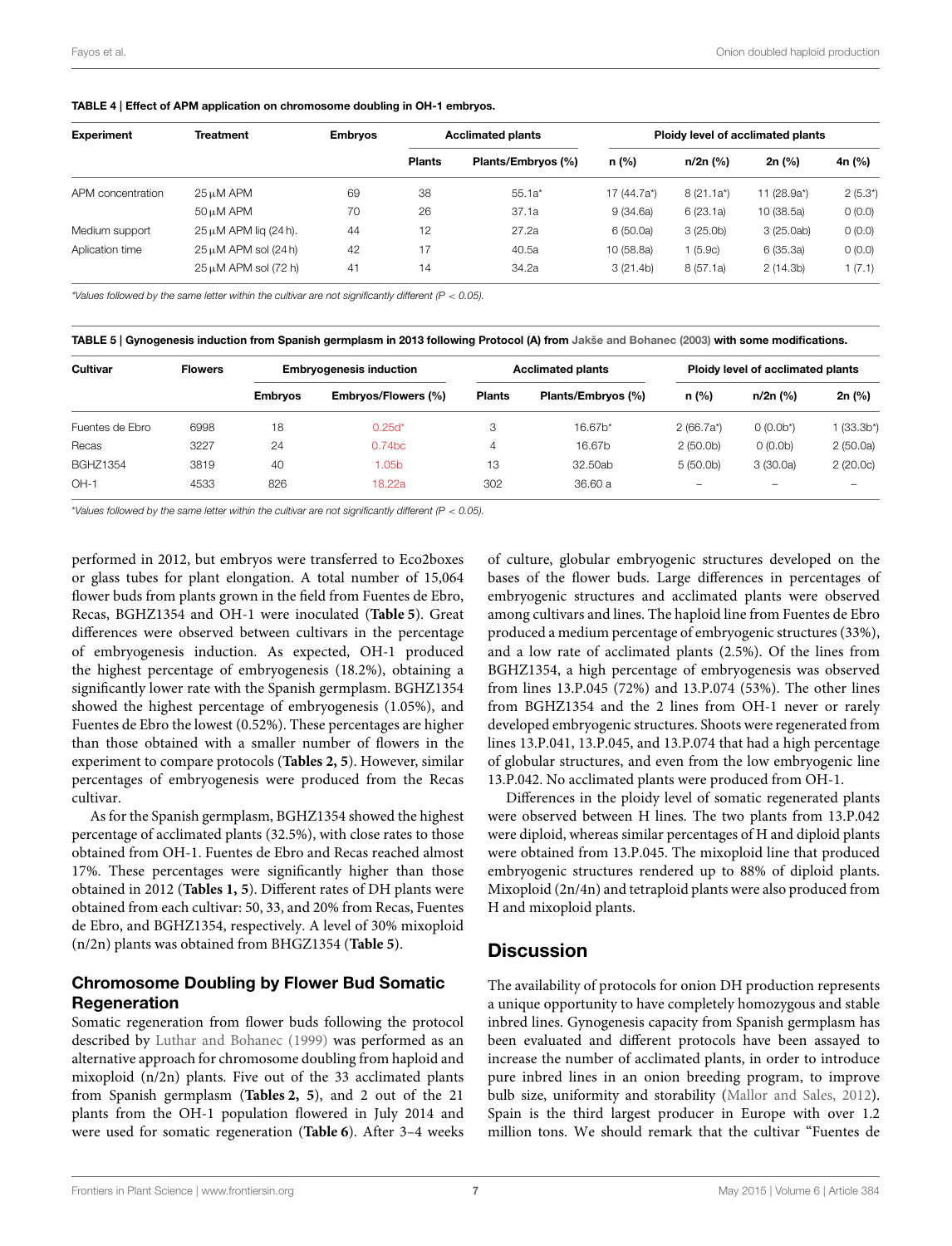**TABLE 4 | Effect of APM application on chromosome doubling in OH-1 embryos.**

| Experiment | Treatment | Embryos | Acclimated plants | | Ploidy level of acclimated plants | | | |
|---|---|---|---|---|---|---|---|---|
| | | | Plants | Plants/Embryos (%) | n (%) | n/2n (%) | 2n (%) | 4n (%) |
| APM concentration | 25 μM APM | 69 | 38 | 55.1a* | 17 (44.7a*) | 8 (21.1a*) | 11 (28.9a*) | 2 (5.3*) |
| | 50 μM APM | 70 | 26 | 37.1a | 9 (34.6a) | 6 (23.1a) | 10 (38.5a) | 0 (0.0) |
| Medium support | 25 μM APM liq (24 h). | 44 | 12 | 27.2a | 6 (50.0a) | 3 (25.0b) | 3 (25.0ab) | 0 (0.0) |
| Aplication time | 25 μM APM sol (24 h) | 42 | 17 | 40.5a | 10 (58.8a) | 1 (5.9c) | 6 (35.3a) | 0 (0.0) |
| | 25 μM APM sol (72 h) | 41 | 14 | 34.2a | 3 (21.4b) | 8 (57.1a) | 2 (14.3b) | 1 (7.1) |

*\*Values followed by the same letter within the cultivar are not significantly different (P < 0.05).*

**TABLE 5 | Gynogenesis induction from Spanish germplasm in 2013 following Protocol (A) from Jakše and Bohanec (2003) with some modifications.**

| Cultivar | Flowers | Embryogenesis induction | | Acclimated plants | | Ploidy level of acclimated plants | | |
|---|---|---|---|---|---|---|---|---|
| | | Embryos | Embryos/Flowers (%) | Plants | Plants/Embryos (%) | n (%) | n/2n (%) | 2n (%) |
| Fuentes de Ebro | 6998 | 18 | 0.25d* | 3 | 16.67b* | 2 (66.7a*) | 0 (0.0b*) | 1 (33.3b*) |
| Recas | 3227 | 24 | 0.74bc | 4 | 16.67b | 2 (50.0b) | 0 (0.0b) | 2 (50.0a) |
| BGHZ1354 | 3819 | 40 | 1.05b | 13 | 32.50ab | 5 (50.0b) | 3 (30.0a) | 2 (20.0c) |
| OH-1 | 4533 | 826 | 18.22a | 302 | 36.60 a | – | – | – |

*\*Values followed by the same letter within the cultivar are not significantly different (P < 0.05).*

performed in 2012, but embryos were transferred to Eco2boxes or glass tubes for plant elongation. A total number of 15,064 flower buds from plants grown in the field from Fuentes de Ebro, Recas, BGHZ1354 and OH-1 were inoculated (**Table 5**). Great differences were observed between cultivars in the percentage of embryogenesis induction. As expected, OH-1 produced the highest percentage of embryogenesis (18.2%), obtaining a significantly lower rate with the Spanish germplasm. BGHZ1354 showed the highest percentage of embryogenesis (1.05%), and Fuentes de Ebro the lowest (0.52%). These percentages are higher than those obtained with a smaller number of flowers in the experiment to compare protocols (**Tables 2, 5**). However, similar percentages of embryogenesis were produced from the Recas cultivar.

As for the Spanish germplasm, BGHZ1354 showed the highest percentage of acclimated plants (32.5%), with close rates to those obtained from OH-1. Fuentes de Ebro and Recas reached almost 17%. These percentages were significantly higher than those obtained in 2012 (**Tables 1, 5**). Different rates of DH plants were obtained from each cultivar: 50, 33, and 20% from Recas, Fuentes de Ebro, and BGHZ1354, respectively. A level of 30% mixoploid (n/2n) plants was obtained from BHGZ1354 (**Table 5**).

### Chromosome Doubling by Flower Bud Somatic Regeneration

Somatic regeneration from flower buds following the protocol described by Luthar and Bohanec (1999) was performed as an alternative approach for chromosome doubling from haploid and mixoploid (n/2n) plants. Five out of the 33 acclimated plants from Spanish germplasm (**Tables 2, 5**), and 2 out of the 21 plants from the OH-1 population flowered in July 2014 and were used for somatic regeneration (**Table 6**). After 3–4 weeks of culture, globular embryogenic structures developed on the bases of the flower buds. Large differences in percentages of embryogenic structures and acclimated plants were observed among cultivars and lines. The haploid line from Fuentes de Ebro produced a medium percentage of embryogenic structures (33%), and a low rate of acclimated plants (2.5%). Of the lines from BGHZ1354, a high percentage of embryogenesis was observed from lines 13.P.045 (72%) and 13.P.074 (53%). The other lines from BGHZ1354 and the 2 lines from OH-1 never or rarely developed embryogenic structures. Shoots were regenerated from lines 13.P.041, 13.P.045, and 13.P.074 that had a high percentage of globular structures, and even from the low embryogenic line 13.P.042. No acclimated plants were produced from OH-1.

Differences in the ploidy level of somatic regenerated plants were observed between H lines. The two plants from 13.P.042 were diploid, whereas similar percentages of H and diploid plants were obtained from 13.P.045. The mixoploid line that produced embryogenic structures rendered up to 88% of diploid plants. Mixoploid (2n/4n) and tetraploid plants were also produced from H and mixoploid plants.

## Discussion

The availability of protocols for onion DH production represents a unique opportunity to have completely homozygous and stable inbred lines. Gynogenesis capacity from Spanish germplasm has been evaluated and different protocols have been assayed to increase the number of acclimated plants, in order to introduce pure inbred lines in an onion breeding program, to improve bulb size, uniformity and storability (Mallor and Sales, 2012). Spain is the third largest producer in Europe with over 1.2 million tons. We should remark that the cultivar "Fuentes de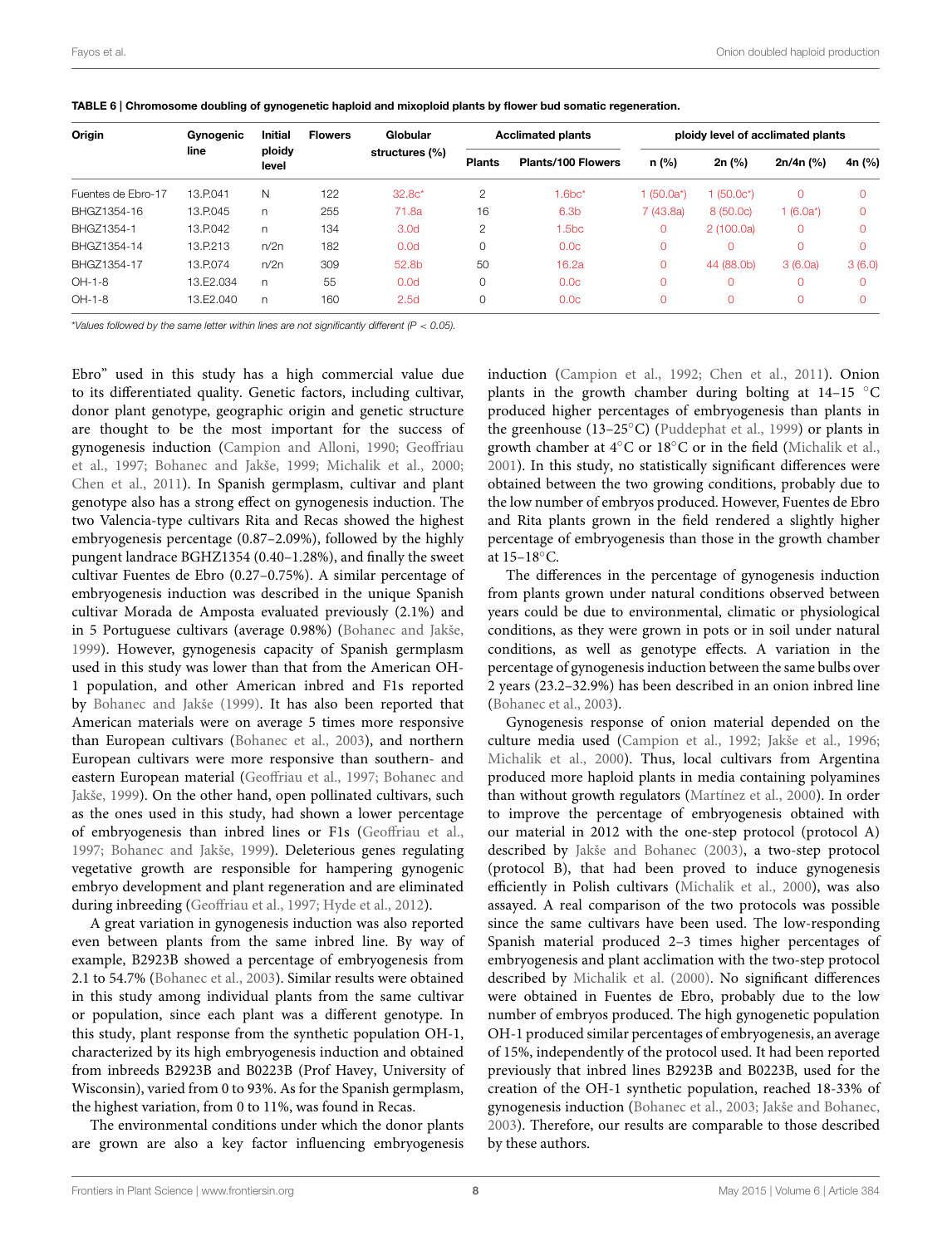**TABLE 6 | Chromosome doubling of gynogenetic haploid and mixoploid plants by flower bud somatic regeneration.**

| Origin | Gynogenic line | Initial ploidy level | Flowers | Globular structures (%) | Acclimated plants | | ploidy level of acclimated plants | | | |
|---|---|---|---|---|---|---|---|---|---|---|
| | | | | | Plants | Plants/100 Flowers | n (%) | 2n (%) | 2n/4n (%) | 4n (%) |
| Fuentes de Ebro-17 | 13.P.041 | N | 122 | 32.8c* | 2 | 1.6bc* | 1 (50.0a*) | 1 (50.0c*) | 0 | 0 |
| BHGZ1354-16 | 13.P.045 | n | 255 | 71.8a | 16 | 6.3b | 7 (43.8a) | 8 (50.0c) | 1 (6.0a*) | 0 |
| BHGZ1354-1 | 13.P.042 | n | 134 | 3.0d | 2 | 1.5bc | 0 | 2 (100.0a) | 0 | 0 |
| BHGZ1354-14 | 13.P.213 | n/2n | 182 | 0.0d | 0 | 0.0c | 0 | 0 | 0 | 0 |
| BHGZ1354-17 | 13.P.074 | n/2n | 309 | 52.8b | 50 | 16.2a | 0 | 44 (88.0b) | 3 (6.0a) | 3 (6.0) |
| OH-1-8 | 13.E2.034 | n | 55 | 0.0d | 0 | 0.0c | 0 | 0 | 0 | 0 |
| OH-1-8 | 13.E2.040 | n | 160 | 2.5d | 0 | 0.0c | 0 | 0 | 0 | 0 |

*\*Values followed by the same letter within lines are not significantly different ($P < 0.05$).*

Ebro" used in this study has a high commercial value due to its differentiated quality. Genetic factors, including cultivar, donor plant genotype, geographic origin and genetic structure are thought to be the most important for the success of gynogenesis induction (Campion and Alloni, 1990; Geoffriau et al., 1997; Bohanec and Jakše, 1999; Michalik et al., 2000; Chen et al., 2011). In Spanish germplasm, cultivar and plant genotype also has a strong effect on gynogenesis induction. The two Valencia-type cultivars Rita and Recas showed the highest embryogenesis percentage (0.87–2.09%), followed by the highly pungent landrace BGHZ1354 (0.40–1.28%), and finally the sweet cultivar Fuentes de Ebro (0.27–0.75%). A similar percentage of embryogenesis induction was described in the unique Spanish cultivar Morada de Amposta evaluated previously (2.1%) and in 5 Portuguese cultivars (average 0.98%) (Bohanec and Jakše, 1999). However, gynogenesis capacity of Spanish germplasm used in this study was lower than that from the American OH-1 population, and other American inbred and F1s reported by Bohanec and Jakše (1999). It has also been reported that American materials were on average 5 times more responsive than European cultivars (Bohanec et al., 2003), and northern European cultivars were more responsive than southern- and eastern European material (Geoffriau et al., 1997; Bohanec and Jakše, 1999). On the other hand, open pollinated cultivars, such as the ones used in this study, had shown a lower percentage of embryogenesis than inbred lines or F1s (Geoffriau et al., 1997; Bohanec and Jakše, 1999). Deleterious genes regulating vegetative growth are responsible for hampering gynogenic embryo development and plant regeneration and are eliminated during inbreeding (Geoffriau et al., 1997; Hyde et al., 2012).

A great variation in gynogenesis induction was also reported even between plants from the same inbred line. By way of example, B2923B showed a percentage of embryogenesis from 2.1 to 54.7% (Bohanec et al., 2003). Similar results were obtained in this study among individual plants from the same cultivar or population, since each plant was a different genotype. In this study, plant response from the synthetic population OH-1, characterized by its high embryogenesis induction and obtained from inbreeds B2923B and B0223B (Prof Havey, University of Wisconsin), varied from 0 to 93%. As for the Spanish germplasm, the highest variation, from 0 to 11%, was found in Recas.

The environmental conditions under which the donor plants are grown are also a key factor influencing embryogenesis induction (Campion et al., 1992; Chen et al., 2011). Onion plants in the growth chamber during bolting at 14–15 °C produced higher percentages of embryogenesis than plants in the greenhouse (13–25°C) (Puddephat et al., 1999) or plants in growth chamber at 4°C or 18°C or in the field (Michalik et al., 2001). In this study, no statistically significant differences were obtained between the two growing conditions, probably due to the low number of embryos produced. However, Fuentes de Ebro and Rita plants grown in the field rendered a slightly higher percentage of embryogenesis than those in the growth chamber at 15–18°C.

The differences in the percentage of gynogenesis induction from plants grown under natural conditions observed between years could be due to environmental, climatic or physiological conditions, as they were grown in pots or in soil under natural conditions, as well as genotype effects. A variation in the percentage of gynogenesis induction between the same bulbs over 2 years (23.2–32.9%) has been described in an onion inbred line (Bohanec et al., 2003).

Gynogenesis response of onion material depended on the culture media used (Campion et al., 1992; Jakše et al., 1996; Michalik et al., 2000). Thus, local cultivars from Argentina produced more haploid plants in media containing polyamines than without growth regulators (Martínez et al., 2000). In order to improve the percentage of embryogenesis obtained with our material in 2012 with the one-step protocol (protocol A) described by Jakše and Bohanec (2003), a two-step protocol (protocol B), that had been proved to induce gynogenesis efficiently in Polish cultivars (Michalik et al., 2000), was also assayed. A real comparison of the two protocols was possible since the same cultivars have been used. The low-responding Spanish material produced 2–3 times higher percentages of embryogenesis and plant acclimation with the two-step protocol described by Michalik et al. (2000). No significant differences were obtained in Fuentes de Ebro, probably due to the low number of embryos produced. The high gynogenetic population OH-1 produced similar percentages of embryogenesis, an average of 15%, independently of the protocol used. It had been reported previously that inbred lines B2923B and B0223B, used for the creation of the OH-1 synthetic population, reached 18-33% of gynogenesis induction (Bohanec et al., 2003; Jakše and Bohanec, 2003). Therefore, our results are comparable to those described by these authors.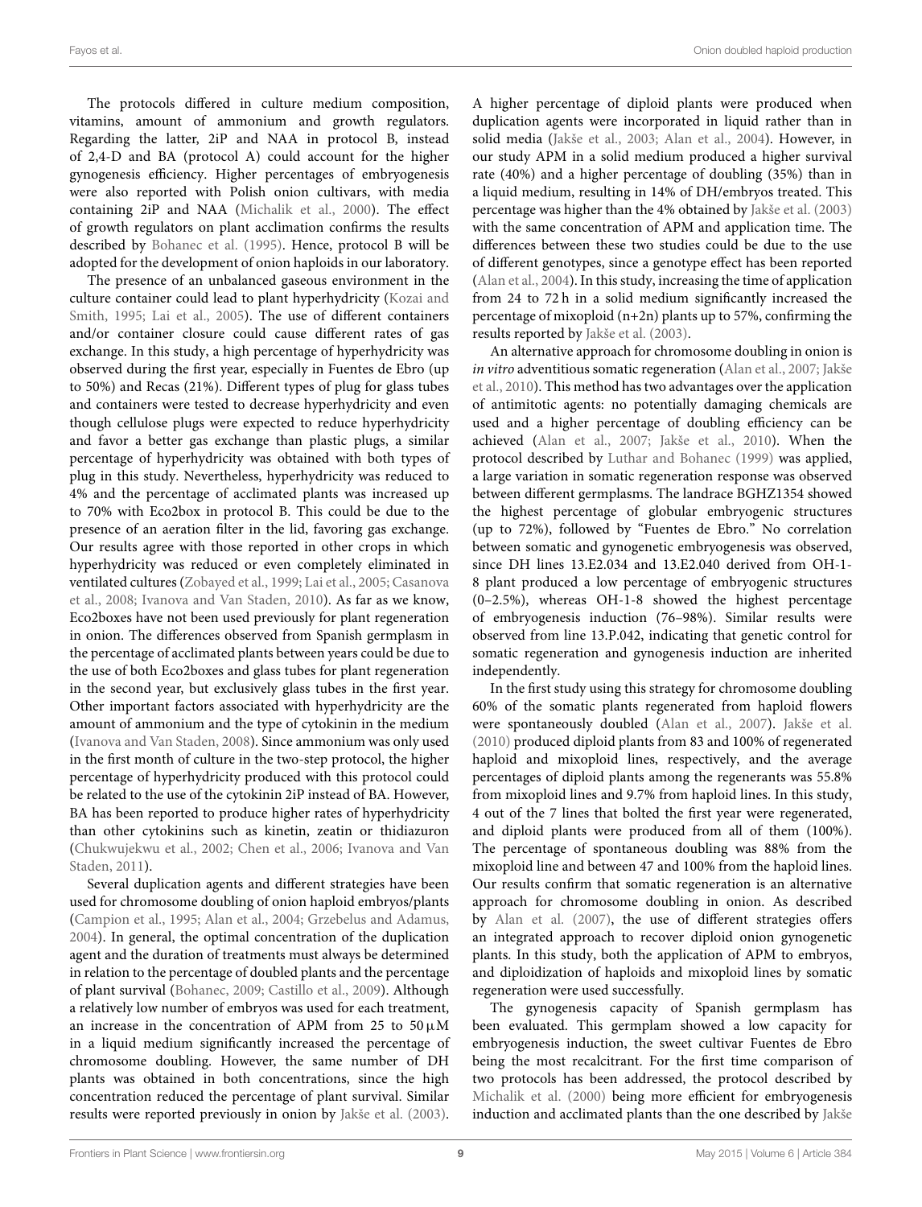The protocols differed in culture medium composition, vitamins, amount of ammonium and growth regulators. Regarding the latter, 2iP and NAA in protocol B, instead of 2,4-D and BA (protocol A) could account for the higher gynogenesis efficiency. Higher percentages of embryogenesis were also reported with Polish onion cultivars, with media containing 2iP and NAA (Michalik et al., 2000). The effect of growth regulators on plant acclimation confirms the results described by Bohanec et al. (1995). Hence, protocol B will be adopted for the development of onion haploids in our laboratory.

The presence of an unbalanced gaseous environment in the culture container could lead to plant hyperhydricity (Kozai and Smith, 1995; Lai et al., 2005). The use of different containers and/or container closure could cause different rates of gas exchange. In this study, a high percentage of hyperhydricity was observed during the first year, especially in Fuentes de Ebro (up to 50%) and Recas (21%). Different types of plug for glass tubes and containers were tested to decrease hyperhydricity and even though cellulose plugs were expected to reduce hyperhydricity and favor a better gas exchange than plastic plugs, a similar percentage of hyperhydricity was obtained with both types of plug in this study. Nevertheless, hyperhydricity was reduced to 4% and the percentage of acclimated plants was increased up to 70% with Eco2box in protocol B. This could be due to the presence of an aeration filter in the lid, favoring gas exchange. Our results agree with those reported in other crops in which hyperhydricity was reduced or even completely eliminated in ventilated cultures (Zobayed et al., 1999; Lai et al., 2005; Casanova et al., 2008; Ivanova and Van Staden, 2010). As far as we know, Eco2boxes have not been used previously for plant regeneration in onion. The differences observed from Spanish germplasm in the percentage of acclimated plants between years could be due to the use of both Eco2boxes and glass tubes for plant regeneration in the second year, but exclusively glass tubes in the first year. Other important factors associated with hyperhydricity are the amount of ammonium and the type of cytokinin in the medium (Ivanova and Van Staden, 2008). Since ammonium was only used in the first month of culture in the two-step protocol, the higher percentage of hyperhydricity produced with this protocol could be related to the use of the cytokinin 2iP instead of BA. However, BA has been reported to produce higher rates of hyperhydricity than other cytokinins such as kinetin, zeatin or thidiazuron (Chukwujekwu et al., 2002; Chen et al., 2006; Ivanova and Van Staden, 2011).

Several duplication agents and different strategies have been used for chromosome doubling of onion haploid embryos/plants (Campion et al., 1995; Alan et al., 2004; Grzebelus and Adamus, 2004). In general, the optimal concentration of the duplication agent and the duration of treatments must always be determined in relation to the percentage of doubled plants and the percentage of plant survival (Bohanec, 2009; Castillo et al., 2009). Although a relatively low number of embryos was used for each treatment, an increase in the concentration of APM from 25 to 50 μM in a liquid medium significantly increased the percentage of chromosome doubling. However, the same number of DH plants was obtained in both concentrations, since the high concentration reduced the percentage of plant survival. Similar results were reported previously in onion by Jakše et al. (2003). A higher percentage of diploid plants were produced when duplication agents were incorporated in liquid rather than in solid media (Jakše et al., 2003; Alan et al., 2004). However, in our study APM in a solid medium produced a higher survival rate (40%) and a higher percentage of doubling (35%) than in a liquid medium, resulting in 14% of DH/embryos treated. This percentage was higher than the 4% obtained by Jakše et al. (2003) with the same concentration of APM and application time. The differences between these two studies could be due to the use of different genotypes, since a genotype effect has been reported (Alan et al., 2004). In this study, increasing the time of application from 24 to 72 h in a solid medium significantly increased the percentage of mixoploid (n+2n) plants up to 57%, confirming the results reported by Jakše et al. (2003).

An alternative approach for chromosome doubling in onion is *in vitro* adventitious somatic regeneration (Alan et al., 2007; Jakše et al., 2010). This method has two advantages over the application of antimitotic agents: no potentially damaging chemicals are used and a higher percentage of doubling efficiency can be achieved (Alan et al., 2007; Jakše et al., 2010). When the protocol described by Luthar and Bohanec (1999) was applied, a large variation in somatic regeneration response was observed between different germplasms. The landrace BGHZ1354 showed the highest percentage of globular embryogenic structures (up to 72%), followed by "Fuentes de Ebro." No correlation between somatic and gynogenetic embryogenesis was observed, since DH lines 13.E2.034 and 13.E2.040 derived from OH-1-8 plant produced a low percentage of embryogenic structures (0–2.5%), whereas OH-1-8 showed the highest percentage of embryogenesis induction (76–98%). Similar results were observed from line 13.P.042, indicating that genetic control for somatic regeneration and gynogenesis induction are inherited independently.

In the first study using this strategy for chromosome doubling 60% of the somatic plants regenerated from haploid flowers were spontaneously doubled (Alan et al., 2007). Jakše et al. (2010) produced diploid plants from 83 and 100% of regenerated haploid and mixoploid lines, respectively, and the average percentages of diploid plants among the regenerants was 55.8% from mixoploid lines and 9.7% from haploid lines. In this study, 4 out of the 7 lines that bolted the first year were regenerated, and diploid plants were produced from all of them (100%). The percentage of spontaneous doubling was 88% from the mixoploid line and between 47 and 100% from the haploid lines. Our results confirm that somatic regeneration is an alternative approach for chromosome doubling in onion. As described by Alan et al. (2007), the use of different strategies offers an integrated approach to recover diploid onion gynogenetic plants. In this study, both the application of APM to embryos, and diploidization of haploids and mixoploid lines by somatic regeneration were used successfully.

The gynogenesis capacity of Spanish germplasm has been evaluated. This germplam showed a low capacity for embryogenesis induction, the sweet cultivar Fuentes de Ebro being the most recalcitrant. For the first time comparison of two protocols has been addressed, the protocol described by Michalik et al. (2000) being more efficient for embryogenesis induction and acclimated plants than the one described by Jakše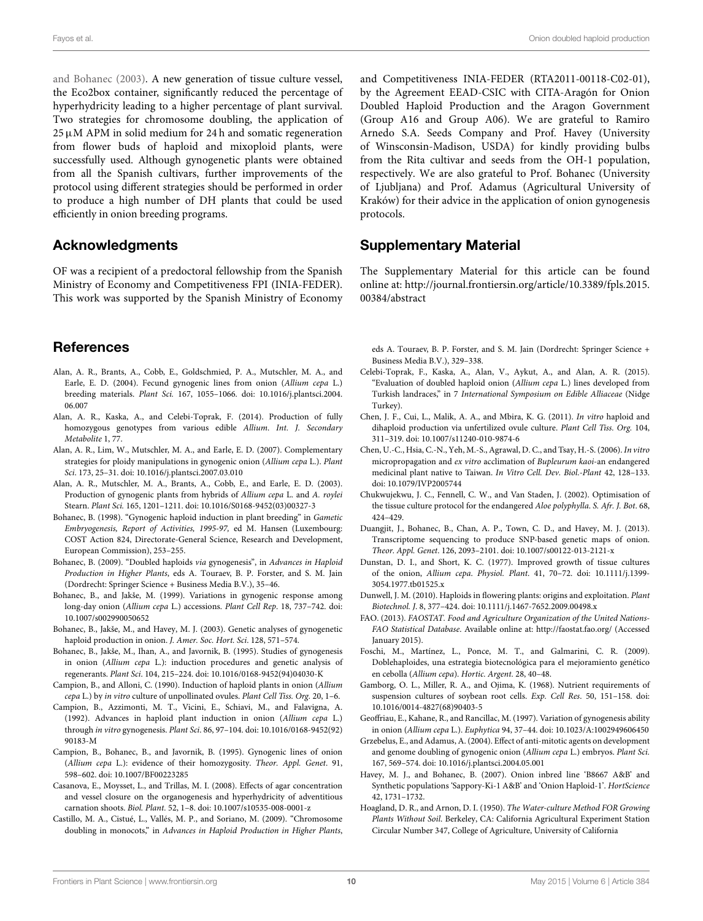and Bohanec (2003). A new generation of tissue culture vessel, the Eco2box container, significantly reduced the percentage of hyperhydricity leading to a higher percentage of plant survival. Two strategies for chromosome doubling, the application of 25 μM APM in solid medium for 24 h and somatic regeneration from flower buds of haploid and mixoploid plants, were successfully used. Although gynogenetic plants were obtained from all the Spanish cultivars, further improvements of the protocol using different strategies should be performed in order to produce a high number of DH plants that could be used efficiently in onion breeding programs.

## Acknowledgments

OF was a recipient of a predoctoral fellowship from the Spanish Ministry of Economy and Competitiveness FPI (INIA-FEDER). This work was supported by the Spanish Ministry of Economy and Competitiveness INIA-FEDER (RTA2011-00118-C02-01), by the Agreement EEAD-CSIC with CITA-Aragón for Onion Doubled Haploid Production and the Aragon Government (Group A16 and Group A06). We are grateful to Ramiro Arnedo S.A. Seeds Company and Prof. Havey (University of Winsconsin-Madison, USDA) for kindly providing bulbs from the Rita cultivar and seeds from the OH-1 population, respectively. We are also grateful to Prof. Bohanec (University of Ljubljana) and Prof. Adamus (Agricultural University of Kraków) for their advice in the application of onion gynogenesis protocols.

## Supplementary Material

The Supplementary Material for this article can be found online at: http://journal.frontiersin.org/article/10.3389/fpls.2015.00384/abstract

## References

Alan, A. R., Brants, A., Cobb, E., Goldschmied, P. A., Mutschler, M. A., and Earle, E. D. (2004). Fecund gynogenic lines from onion (*Allium cepa* L.) breeding materials. *Plant Sci.* 167, 1055–1066. doi: 10.1016/j.plantsci.2004.06.007

Alan, A. R., Kaska, A., and Celebi-Toprak, F. (2014). Production of fully homozygous genotypes from various edible *Allium*. *Int. J. Secondary Metabolite* 1, 77.

Alan, A. R., Lim, W., Mutschler, M. A., and Earle, E. D. (2007). Complementary strategies for ploidy manipulations in gynogenic onion (*Allium cepa* L.). *Plant Sci.* 173, 25–31. doi: 10.1016/j.plantsci.2007.03.010

Alan, A. R., Mutschler, M. A., Brants, A., Cobb, E., and Earle, E. D. (2003). Production of gynogenic plants from hybrids of *Allium cepa* L. and *A. roylei* Stearn. *Plant Sci.* 165, 1201–1211. doi: 10.1016/S0168-9452(03)00327-3

Bohanec, B. (1998). "Gynogenic haploid induction in plant breeding" in *Gametic Embryogenesis, Report of Activities, 1995-97*, ed M. Hansen (Luxembourg: COST Action 824, Directorate-General Science, Research and Development, European Commission), 253–255.

Bohanec, B. (2009). "Doubled haploids *via* gynogenesis", in *Advances in Haploid Production in Higher Plants*, eds A. Touraev, B. P. Forster, and S. M. Jain (Dordrecht: Springer Science + Business Media B.V.), 35–46.

Bohanec, B., and Jakše, M. (1999). Variations in gynogenic response among long-day onion (*Allium cepa* L.) accessions. *Plant Cell Rep*. 18, 737–742. doi: 10.1007/s002990050652

Bohanec, B., Jakše, M., and Havey, M. J. (2003). Genetic analyses of gynogenetic haploid production in onion. *J. Amer. Soc. Hort. Sci*. 128, 571–574.

Bohanec, B., Jakše, M., Ihan, A., and Javornik, B. (1995). Studies of gynogenesis in onion (*Allium cepa* L.): induction procedures and genetic analysis of regenerants. *Plant Sci*. 104, 215–224. doi: 10.1016/0168-9452(94)04030-K

Campion, B., and Alloni, C. (1990). Induction of haploid plants in onion (*Allium cepa* L.) by *in vitro* culture of unpollinated ovules. *Plant Cell Tiss. Org.* 20, 1–6.

Campion, B., Azzimonti, M. T., Vicini, E., Schiavi, M., and Falavigna, A. (1992). Advances in haploid plant induction in onion (*Allium cepa* L.) through *in vitro* gynogenesis. *Plant Sci*. 86, 97–104. doi: 10.1016/0168-9452(92)90183-M

Campion, B., Bohanec, B., and Javornik, B. (1995). Gynogenic lines of onion (*Allium cepa* L.): evidence of their homozygosity. *Theor. Appl. Genet*. 91, 598–602. doi: 10.1007/BF00223285

Casanova, E., Moysset, L., and Trillas, M. I. (2008). Effects of agar concentration and vessel closure on the organogenesis and hyperhydricity of adventitious carnation shoots. *Biol. Plant*. 52, 1–8. doi: 10.1007/s10535-008-0001-z

Castillo, M. A., Cistué, L., Vallés, M. P., and Soriano, M. (2009). "Chromosome doubling in monocots," in *Advances in Haploid Production in Higher Plants*, eds A. Touraev, B. P. Forster, and S. M. Jain (Dordrecht: Springer Science + Business Media B.V.), 329–338.

Celebi-Toprak, F., Kaska, A., Alan, V., Aykut, A., and Alan, A. R. (2015). "Evaluation of doubled haploid onion (*Allium cepa* L.) lines developed from Turkish landraces," in *7 International Symposium on Edible Alliaceae* (Nidge Turkey).

Chen, J. F., Cui, L., Malik, A. A., and Mbira, K. G. (2011). *In vitro* haploid and dihaploid production via unfertilized ovule culture. *Plant Cell Tiss. Org.* 104, 311–319. doi: 10.1007/s11240-010-9874-6

Chen, U.-C., Hsia, C.-N., Yeh, M.-S., Agrawal, D. C., and Tsay, H.-S. (2006). *In vitro* micropropagation and *ex vitro* acclimation of *Bupleurum kaoi*-an endangered medicinal plant native to Taiwan. *In Vitro Cell. Dev. Biol.-Plant* 42, 128–133. doi: 10.1079/IVP2005744

Chukwujekwu, J. C., Fennell, C. W., and Van Staden, J. (2002). Optimisation of the tissue culture protocol for the endangered *Aloe polyphylla*. *S. Afr. J. Bot*. 68, 424–429.

Duangjit, J., Bohanec, B., Chan, A. P., Town, C. D., and Havey, M. J. (2013). Transcriptome sequencing to produce SNP-based genetic maps of onion. *Theor. Appl. Genet*. 126, 2093–2101. doi: 10.1007/s00122-013-2121-x

Dunstan, D. I., and Short, K. C. (1977). Improved growth of tissue cultures of the onion, *Allium cepa*. *Physiol. Plant*. 41, 70–72. doi: 10.1111/j.1399-3054.1977.tb01525.x

Dunwell, J. M. (2010). Haploids in flowering plants: origins and exploitation. *Plant Biotechnol. J*. 8, 377–424. doi: 10.1111/j.1467-7652.2009.00498.x

FAO. (2013). *FAOSTAT. Food and Agriculture Organization of the United Nations-FAO Statistical Database*. Available online at: http://faostat.fao.org/ (Accessed January 2015).

Foschi, M., Martínez, L., Ponce, M. T., and Galmarini, C. R. (2009). Doblehaploides, una estrategia biotecnológica para el mejoramiento genético en cebolla (*Allium cepa*). *Hortic. Argent*. 28, 40–48.

Gamborg, O. L., Miller, R. A., and Ojima, K. (1968). Nutrient requirements of suspension cultures of soybean root cells. *Exp. Cell Res*. 50, 151–158. doi: 10.1016/0014-4827(68)90403-5

Geoffriau, E., Kahane, R., and Rancillac, M. (1997). Variation of gynogenesis ability in onion (*Allium cepa* L.). *Euphytica* 94, 37–44. doi: 10.1023/A:1002949606450

Grzebelus, E., and Adamus, A. (2004). Effect of anti-mitotic agents on development and genome doubling of gynogenic onion (*Allium cepa* L.) embryos. *Plant Sci.* 167, 569–574. doi: 10.1016/j.plantsci.2004.05.001

Havey, M. J., and Bohanec, B. (2007). Onion inbred line 'B8667 A&B' and Synthetic populations 'Sappory-Ki-1 A&B' and 'Onion Haploid-1'. *HortScience* 42, 1731–1732.

Hoagland, D. R., and Arnon, D. I. (1950). *The Water-culture Method FOR Growing Plants Without Soil*. Berkeley, CA: California Agricultural Experiment Station Circular Number 347, College of Agriculture, University of California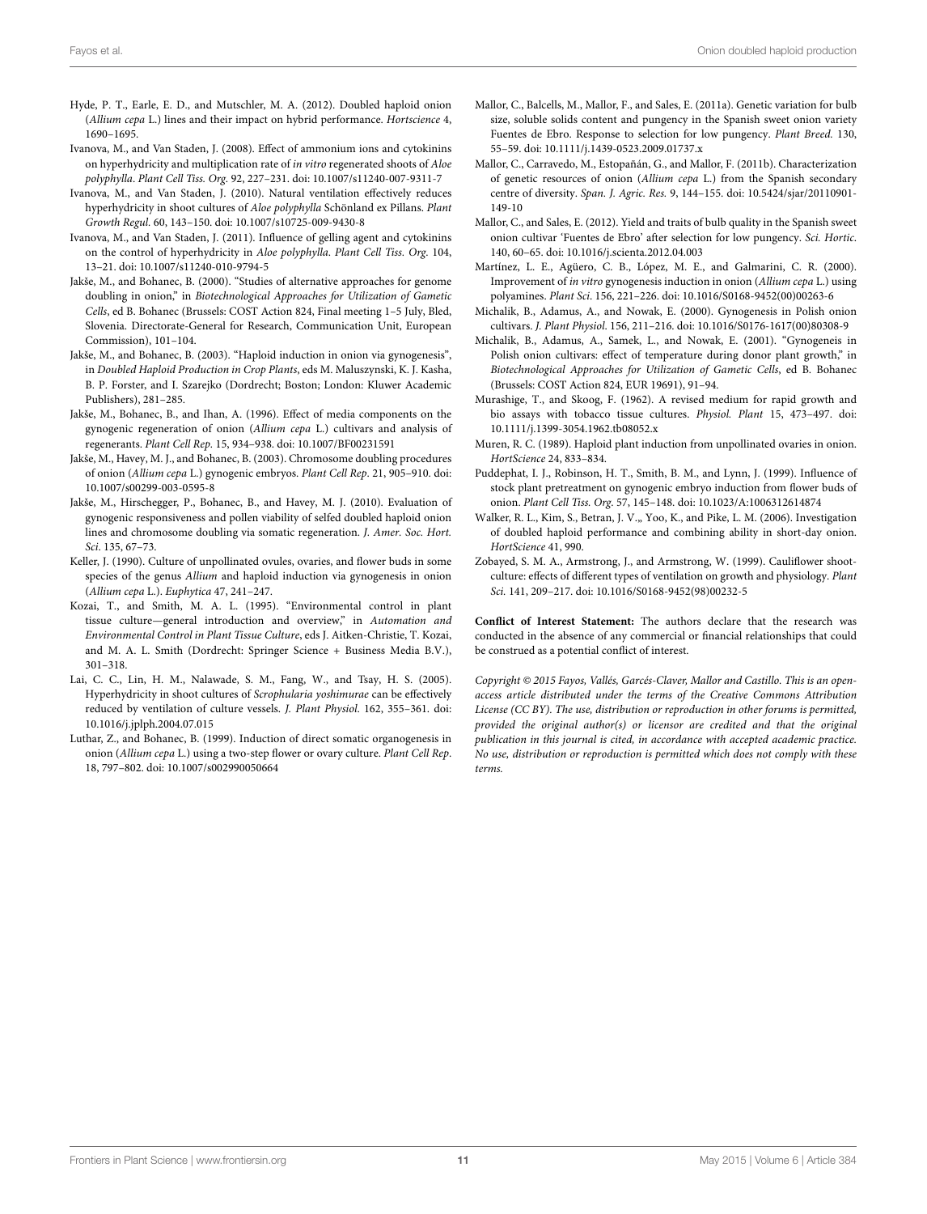Hyde, P. T., Earle, E. D., and Mutschler, M. A. (2012). Doubled haploid onion (*Allium cepa* L.) lines and their impact on hybrid performance. *Hortscience* 4, 1690–1695.

Ivanova, M., and Van Staden, J. (2008). Effect of ammonium ions and cytokinins on hyperhydricity and multiplication rate of *in vitro* regenerated shoots of *Aloe polyphylla*. *Plant Cell Tiss. Org.* 92, 227–231. doi: 10.1007/s11240-007-9311-7

Ivanova, M., and Van Staden, J. (2010). Natural ventilation effectively reduces hyperhydricity in shoot cultures of *Aloe polyphylla* Schönland ex Pillans. *Plant Growth Regul.* 60, 143–150. doi: 10.1007/s10725-009-9430-8

Ivanova, M., and Van Staden, J. (2011). Influence of gelling agent and cytokinins on the control of hyperhydricity in *Aloe polyphylla*. *Plant Cell Tiss. Org.* 104, 13–21. doi: 10.1007/s11240-010-9794-5

Jakše, M., and Bohanec, B. (2000). "Studies of alternative approaches for genome doubling in onion," in *Biotechnological Approaches for Utilization of Gametic Cells*, ed B. Bohanec (Brussels: COST Action 824, Final meeting 1–5 July, Bled, Slovenia. Directorate-General for Research, Communication Unit, European Commission), 101–104.

Jakše, M., and Bohanec, B. (2003). "Haploid induction in onion via gynogenesis", in *Doubled Haploid Production in Crop Plants*, eds M. Maluszynski, K. J. Kasha, B. P. Forster, and I. Szarejko (Dordrecht; Boston; London: Kluwer Academic Publishers), 281–285.

Jakše, M., Bohanec, B., and Ihan, A. (1996). Effect of media components on the gynogenic regeneration of onion (*Allium cepa* L.) cultivars and analysis of regenerants. *Plant Cell Rep.* 15, 934–938. doi: 10.1007/BF00231591

Jakše, M., Havey, M. J., and Bohanec, B. (2003). Chromosome doubling procedures of onion (*Allium cepa* L.) gynogenic embryos. *Plant Cell Rep*. 21, 905–910. doi: 10.1007/s00299-003-0595-8

Jakše, M., Hirschegger, P., Bohanec, B., and Havey, M. J. (2010). Evaluation of gynogenic responsiveness and pollen viability of selfed doubled haploid onion lines and chromosome doubling via somatic regeneration. *J. Amer. Soc. Hort. Sci*. 135, 67–73.

Keller, J. (1990). Culture of unpollinated ovules, ovaries, and flower buds in some species of the genus *Allium* and haploid induction via gynogenesis in onion (*Allium cepa* L.). *Euphytica* 47, 241–247.

Kozai, T., and Smith, M. A. L. (1995). "Environmental control in plant tissue culture—general introduction and overview," in *Automation and Environmental Control in Plant Tissue Culture*, eds J. Aitken-Christie, T. Kozai, and M. A. L. Smith (Dordrecht: Springer Science + Business Media B.V.), 301–318.

Lai, C. C., Lin, H. M., Nalawade, S. M., Fang, W., and Tsay, H. S. (2005). Hyperhydricity in shoot cultures of *Scrophularia yoshimurae* can be effectively reduced by ventilation of culture vessels. *J. Plant Physiol*. 162, 355–361. doi: 10.1016/j.jplph.2004.07.015

Luthar, Z., and Bohanec, B. (1999). Induction of direct somatic organogenesis in onion (*Allium cepa* L.) using a two-step flower or ovary culture. *Plant Cell Rep*. 18, 797–802. doi: 10.1007/s002990050664

Mallor, C., Balcells, M., Mallor, F., and Sales, E. (2011a). Genetic variation for bulb size, soluble solids content and pungency in the Spanish sweet onion variety Fuentes de Ebro. Response to selection for low pungency. *Plant Breed.* 130, 55–59. doi: 10.1111/j.1439-0523.2009.01737.x

Mallor, C., Carravedo, M., Estopañán, G., and Mallor, F. (2011b). Characterization of genetic resources of onion (*Allium cepa* L.) from the Spanish secondary centre of diversity. *Span. J. Agric. Res.* 9, 144–155. doi: 10.5424/sjar/20110901-149-10

Mallor, C., and Sales, E. (2012). Yield and traits of bulb quality in the Spanish sweet onion cultivar 'Fuentes de Ebro' after selection for low pungency. *Sci. Hortic*. 140, 60–65. doi: 10.1016/j.scienta.2012.04.003

Martínez, L. E., Agüero, C. B., López, M. E., and Galmarini, C. R. (2000). Improvement of *in vitro* gynogenesis induction in onion (*Allium cepa* L.) using polyamines. *Plant Sci*. 156, 221–226. doi: 10.1016/S0168-9452(00)00263-6

Michalik, B., Adamus, A., and Nowak, E. (2000). Gynogenesis in Polish onion cultivars. *J. Plant Physiol*. 156, 211–216. doi: 10.1016/S0176-1617(00)80308-9

Michalik, B., Adamus, A., Samek, L., and Nowak, E. (2001). "Gynogeneis in Polish onion cultivars: effect of temperature during donor plant growth," in *Biotechnological Approaches for Utilization of Gametic Cells*, ed B. Bohanec (Brussels: COST Action 824, EUR 19691), 91–94.

Murashige, T., and Skoog, F. (1962). A revised medium for rapid growth and bio assays with tobacco tissue cultures. *Physiol. Plant* 15, 473–497. doi: 10.1111/j.1399-3054.1962.tb08052.x

Muren, R. C. (1989). Haploid plant induction from unpollinated ovaries in onion. *HortScience* 24, 833–834.

Puddephat, I. J., Robinson, H. T., Smith, B. M., and Lynn, J. (1999). Influence of stock plant pretreatment on gynogenic embryo induction from flower buds of onion. *Plant Cell Tiss. Org*. 57, 145–148. doi: 10.1023/A:1006312614874

Walker, R. L., Kim, S., Betran, J. V.„ Yoo, K., and Pike, L. M. (2006). Investigation of doubled haploid performance and combining ability in short-day onion. *HortScience* 41, 990.

Zobayed, S. M. A., Armstrong, J., and Armstrong, W. (1999). Cauliflower shoot-culture: effects of different types of ventilation on growth and physiology. *Plant Sci*. 141, 209–217. doi: 10.1016/S0168-9452(98)00232-5

**Conflict of Interest Statement:** The authors declare that the research was conducted in the absence of any commercial or financial relationships that could be construed as a potential conflict of interest.

*Copyright © 2015 Fayos, Vallés, Garcés-Claver, Mallor and Castillo. This is an open-access article distributed under the terms of the Creative Commons Attribution License (CC BY). The use, distribution or reproduction in other forums is permitted, provided the original author(s) or licensor are credited and that the original publication in this journal is cited, in accordance with accepted academic practice. No use, distribution or reproduction is permitted which does not comply with these terms.*